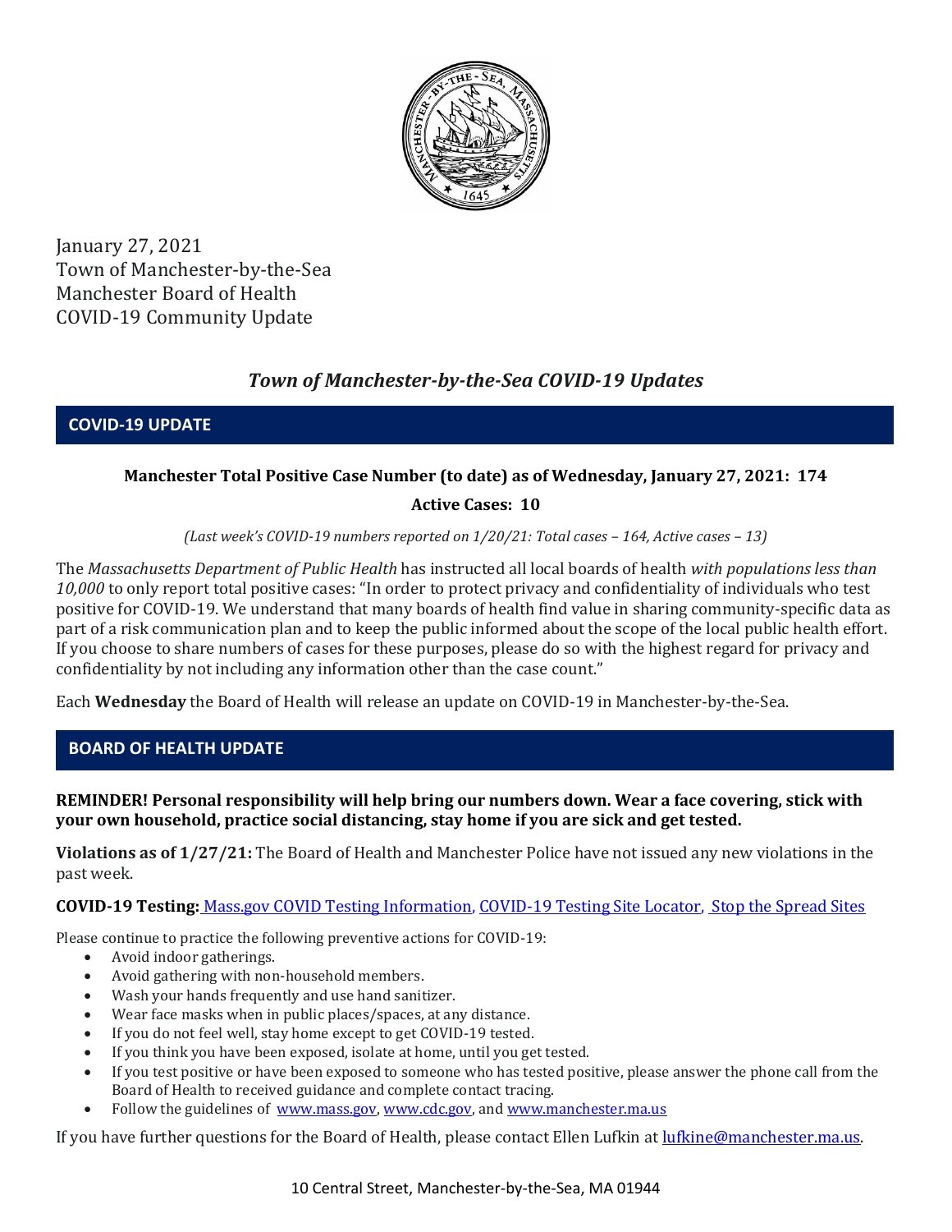January 27, 2021
Town of Manchester-by-the-Sea
Manchester Board of Health
COVID-19 Community Update

## *Town of Manchester-by-the-Sea COVID-19 Updates*

### COVID-19 UPDATE

**Manchester Total Positive Case Number (to date) as of Wednesday, January 27, 2021: 174**

**Active Cases: 10**

*(Last week's COVID-19 numbers reported on 1/20/21: Total cases – 164, Active cases – 13)*

The *Massachusetts Department of Public Health* has instructed all local boards of health *with populations less than 10,000* to only report total positive cases: "In order to protect privacy and confidentiality of individuals who test positive for COVID-19. We understand that many boards of health find value in sharing community-specific data as part of a risk communication plan and to keep the public informed about the scope of the local public health effort. If you choose to share numbers of cases for these purposes, please do so with the highest regard for privacy and confidentiality by not including any information other than the case count."

Each **Wednesday** the Board of Health will release an update on COVID-19 in Manchester-by-the-Sea.

### BOARD OF HEALTH UPDATE

**REMINDER! Personal responsibility will help bring our numbers down. Wear a face covering, stick with your own household, practice social distancing, stay home if you are sick and get tested.**

**Violations as of 1/27/21:** The Board of Health and Manchester Police have not issued any new violations in the past week.

**COVID-19 Testing:** Mass.gov COVID Testing Information, COVID-19 Testing Site Locator, Stop the Spread Sites

Please continue to practice the following preventive actions for COVID-19:

- Avoid indoor gatherings.
- Avoid gathering with non-household members.
- Wash your hands frequently and use hand sanitizer.
- Wear face masks when in public places/spaces, at any distance.
- If you do not feel well, stay home except to get COVID-19 tested.
- If you think you have been exposed, isolate at home, until you get tested.
- If you test positive or have been exposed to someone who has tested positive, please answer the phone call from the Board of Health to received guidance and complete contact tracing.
- Follow the guidelines of www.mass.gov, www.cdc.gov, and www.manchester.ma.us

If you have further questions for the Board of Health, please contact Ellen Lufkin at lufkine@manchester.ma.us.

10 Central Street, Manchester-by-the-Sea, MA 01944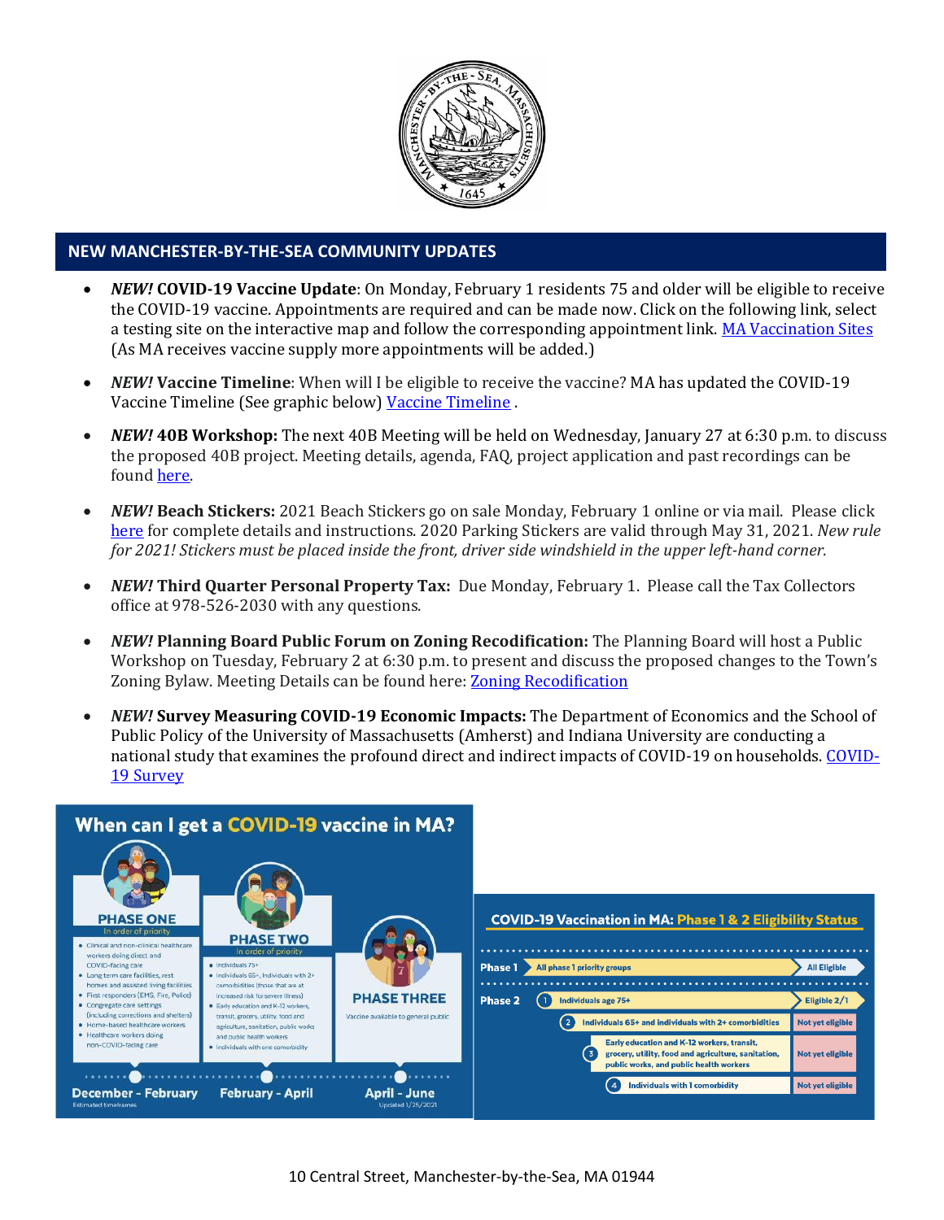## NEW MANCHESTER-BY-THE-SEA COMMUNITY UPDATES

- ***NEW!* COVID-19 Vaccine Update**: On Monday, February 1 residents 75 and older will be eligible to receive the COVID-19 vaccine. Appointments are required and can be made now. Click on the following link, select a testing site on the interactive map and follow the corresponding appointment link. MA Vaccination Sites (As MA receives vaccine supply more appointments will be added.)
- ***NEW!* Vaccine Timeline**: When will I be eligible to receive the vaccine? MA has updated the COVID-19 Vaccine Timeline (See graphic below) Vaccine Timeline .
- ***NEW!* 40B Workshop:** The next 40B Meeting will be held on Wednesday, January 27 at 6:30 p.m. to discuss the proposed 40B project. Meeting details, agenda, FAQ, project application and past recordings can be found here.
- ***NEW!* Beach Stickers:** 2021 Beach Stickers go on sale Monday, February 1 online or via mail. Please click here for complete details and instructions. 2020 Parking Stickers are valid through May 31, 2021. *New rule for 2021! Stickers must be placed inside the front, driver side windshield in the upper left-hand corner.*
- ***NEW!* Third Quarter Personal Property Tax:** Due Monday, February 1. Please call the Tax Collectors office at 978-526-2030 with any questions.
- ***NEW!* Planning Board Public Forum on Zoning Recodification:** The Planning Board will host a Public Workshop on Tuesday, February 2 at 6:30 p.m. to present and discuss the proposed changes to the Town's Zoning Bylaw. Meeting Details can be found here: Zoning Recodification
- ***NEW!* Survey Measuring COVID-19 Economic Impacts:** The Department of Economics and the School of Public Policy of the University of Massachusetts (Amherst) and Indiana University are conducting a national study that examines the profound direct and indirect impacts of COVID-19 on households. COVID-19 Survey

### When can I get a COVID-19 vaccine in MA?

**PHASE ONE** (In order of priority) — December - February
- Clinical and non-clinical healthcare workers doing direct and COVID-facing care
- Long term care facilities, rest homes and assisted living facilities
- First responders (EMS, Fire, Police)
- Congregate care settings (including corrections and shelters)
- Home-based healthcare workers
- Healthcare workers doing non-COVID-facing care

**PHASE TWO** (In order of priority) — February - April
- Individuals 75+
- Individuals 65+, Individuals with 2+ comorbidities (those that are at increased risk for severe illness)
- Early education and K-12 workers, transit, grocery, utility, food and agriculture, sanitation, public works and public health workers
- Individuals with one comorbidity

**PHASE THREE** — April - June
Vaccine available to general public

Estimated timeframes. Updated 1/25/2021

### COVID-19 Vaccination in MA: Phase 1 & 2 Eligibility Status

| Phase | Group | Status |
|---|---|---|
| Phase 1 | All phase 1 priority groups | All Eligible |
| Phase 2 | 1 Individuals age 75+ | Eligible 2/1 |
| | 2 Individuals 65+ and individuals with 2+ comorbidities | Not yet eligible |
| | 3 Early education and K-12 workers, transit, grocery, utility, food and agriculture, sanitation, public works, and public health workers | Not yet eligible |
| | 4 Individuals with 1 comorbidity | Not yet eligible |

10 Central Street, Manchester-by-the-Sea, MA 01944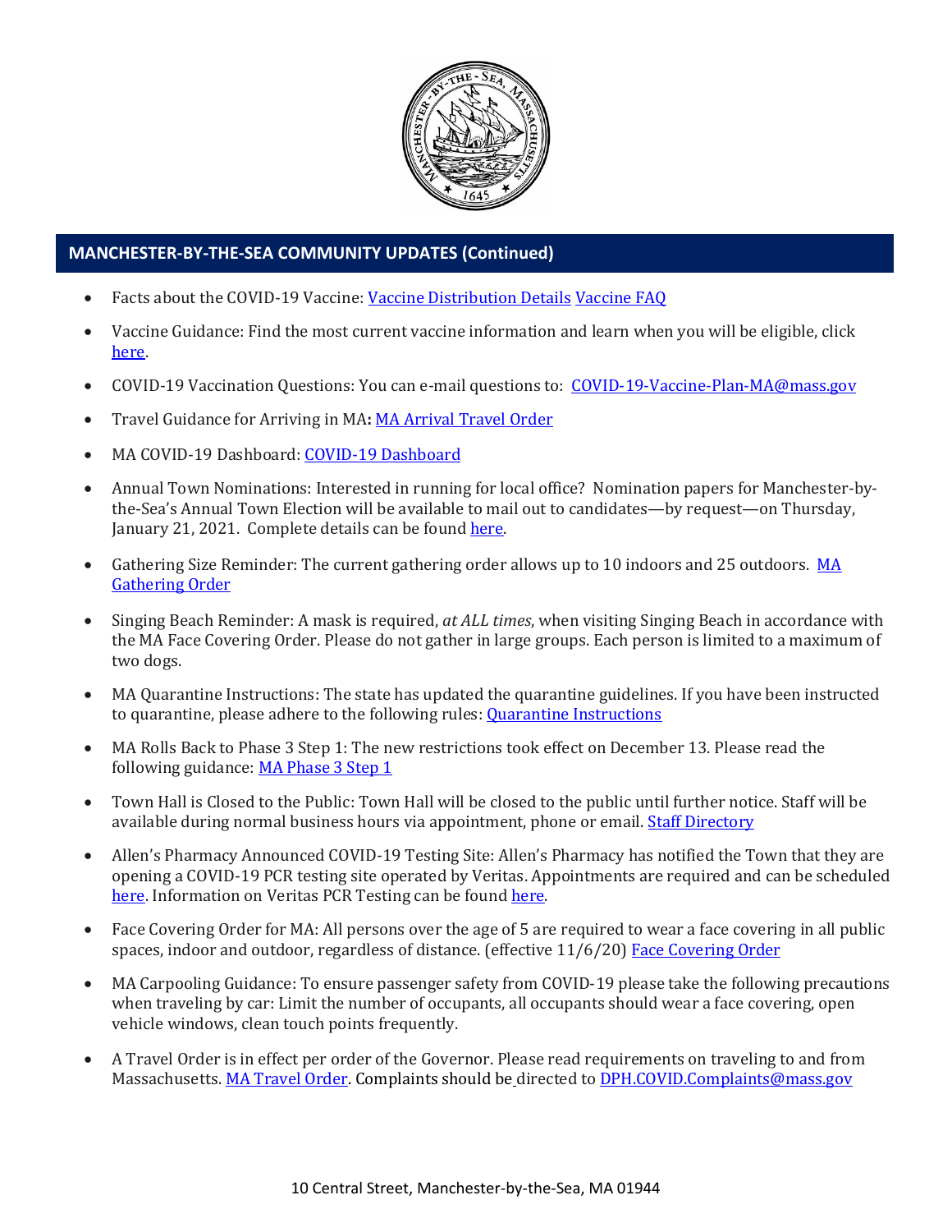## MANCHESTER-BY-THE-SEA COMMUNITY UPDATES (Continued)

- Facts about the COVID-19 Vaccine: Vaccine Distribution Details Vaccine FAQ
- Vaccine Guidance: Find the most current vaccine information and learn when you will be eligible, click here.
- COVID-19 Vaccination Questions: You can e-mail questions to: COVID-19-Vaccine-Plan-MA@mass.gov
- Travel Guidance for Arriving in MA**:** MA Arrival Travel Order
- MA COVID-19 Dashboard: COVID-19 Dashboard
- Annual Town Nominations: Interested in running for local office? Nomination papers for Manchester-by-the-Sea's Annual Town Election will be available to mail out to candidates—by request—on Thursday, January 21, 2021. Complete details can be found here.
- Gathering Size Reminder: The current gathering order allows up to 10 indoors and 25 outdoors. MA Gathering Order
- Singing Beach Reminder: A mask is required, *at ALL times*, when visiting Singing Beach in accordance with the MA Face Covering Order. Please do not gather in large groups. Each person is limited to a maximum of two dogs.
- MA Quarantine Instructions: The state has updated the quarantine guidelines. If you have been instructed to quarantine, please adhere to the following rules: Quarantine Instructions
- MA Rolls Back to Phase 3 Step 1: The new restrictions took effect on December 13. Please read the following guidance: MA Phase 3 Step 1
- Town Hall is Closed to the Public: Town Hall will be closed to the public until further notice. Staff will be available during normal business hours via appointment, phone or email. Staff Directory
- Allen's Pharmacy Announced COVID-19 Testing Site: Allen's Pharmacy has notified the Town that they are opening a COVID-19 PCR testing site operated by Veritas. Appointments are required and can be scheduled here. Information on Veritas PCR Testing can be found here.
- Face Covering Order for MA: All persons over the age of 5 are required to wear a face covering in all public spaces, indoor and outdoor, regardless of distance. (effective 11/6/20) Face Covering Order
- MA Carpooling Guidance: To ensure passenger safety from COVID-19 please take the following precautions when traveling by car: Limit the number of occupants, all occupants should wear a face covering, open vehicle windows, clean touch points frequently.
- A Travel Order is in effect per order of the Governor. Please read requirements on traveling to and from Massachusetts. MA Travel Order. Complaints should be directed to DPH.COVID.Complaints@mass.gov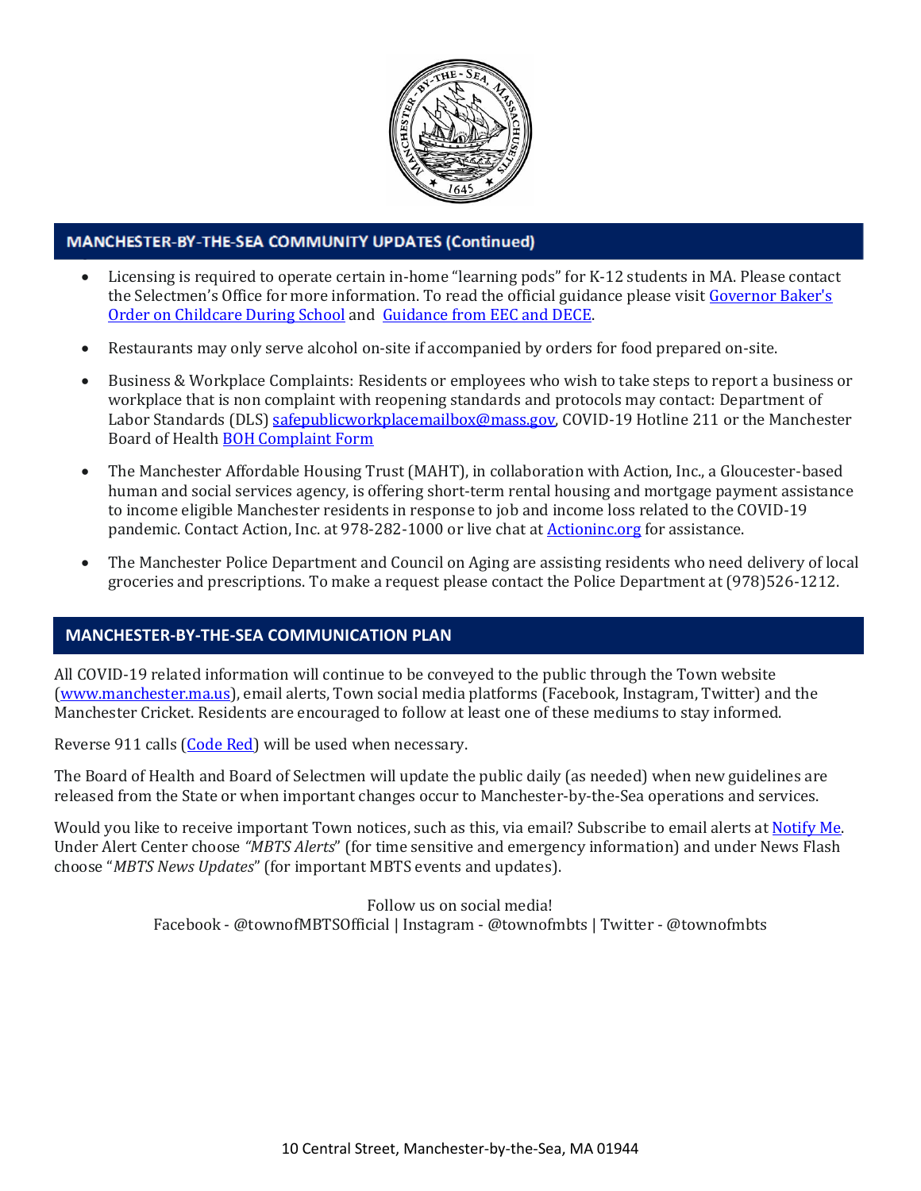## MANCHESTER-BY-THE-SEA COMMUNITY UPDATES (Continued)

- Licensing is required to operate certain in-home "learning pods" for K-12 students in MA. Please contact the Selectmen's Office for more information. To read the official guidance please visit Governor Baker's Order on Childcare During School and Guidance from EEC and DECE.
- Restaurants may only serve alcohol on-site if accompanied by orders for food prepared on-site.
- Business & Workplace Complaints: Residents or employees who wish to take steps to report a business or workplace that is non complaint with reopening standards and protocols may contact: Department of Labor Standards (DLS) safepublicworkplacemailbox@mass.gov, COVID-19 Hotline 211 or the Manchester Board of Health BOH Complaint Form
- The Manchester Affordable Housing Trust (MAHT), in collaboration with Action, Inc., a Gloucester-based human and social services agency, is offering short-term rental housing and mortgage payment assistance to income eligible Manchester residents in response to job and income loss related to the COVID-19 pandemic. Contact Action, Inc. at 978-282-1000 or live chat at Actioninc.org for assistance.
- The Manchester Police Department and Council on Aging are assisting residents who need delivery of local groceries and prescriptions. To make a request please contact the Police Department at (978)526-1212.

## MANCHESTER-BY-THE-SEA COMMUNICATION PLAN

All COVID-19 related information will continue to be conveyed to the public through the Town website (www.manchester.ma.us), email alerts, Town social media platforms (Facebook, Instagram, Twitter) and the Manchester Cricket. Residents are encouraged to follow at least one of these mediums to stay informed.

Reverse 911 calls (Code Red) will be used when necessary.

The Board of Health and Board of Selectmen will update the public daily (as needed) when new guidelines are released from the State or when important changes occur to Manchester-by-the-Sea operations and services.

Would you like to receive important Town notices, such as this, via email? Subscribe to email alerts at Notify Me. Under Alert Center choose *"MBTS Alerts*" (for time sensitive and emergency information) and under News Flash choose "*MBTS News Updates*" (for important MBTS events and updates).

Follow us on social media!
Facebook - @townofMBTSOfficial | Instagram - @townofmbts | Twitter - @townofmbts

10 Central Street, Manchester-by-the-Sea, MA 01944